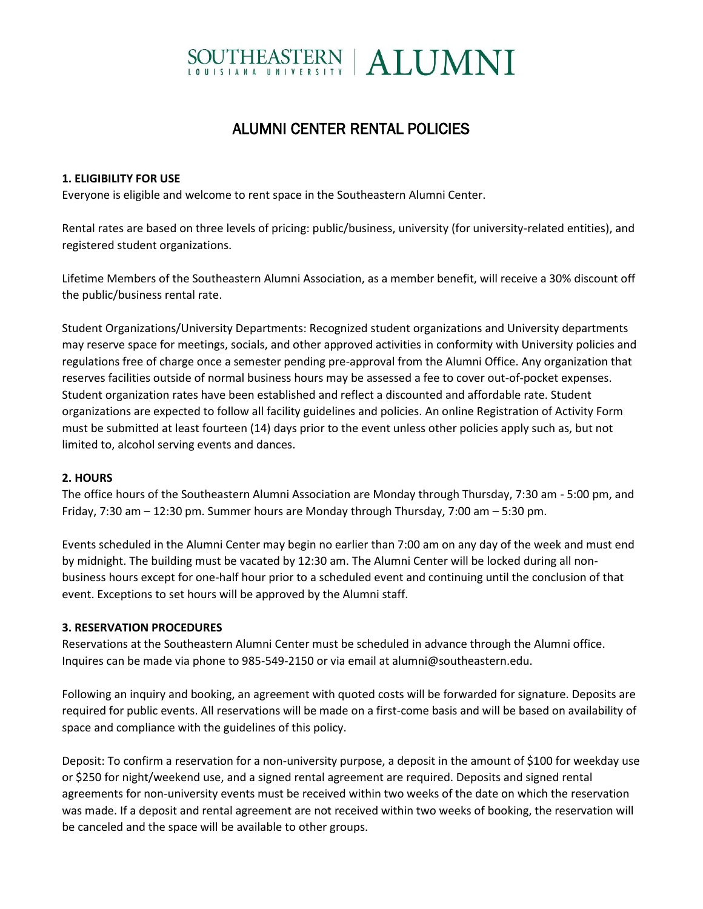SOUTHEASTERN LOUISIANA UNIVERSITY | ALUMNI

# ALUMNI CENTER RENTAL POLICIES

**1. ELIGIBILITY FOR USE**

Everyone is eligible and welcome to rent space in the Southeastern Alumni Center.

Rental rates are based on three levels of pricing: public/business, university (for university-related entities), and registered student organizations.

Lifetime Members of the Southeastern Alumni Association, as a member benefit, will receive a 30% discount off the public/business rental rate.

Student Organizations/University Departments: Recognized student organizations and University departments may reserve space for meetings, socials, and other approved activities in conformity with University policies and regulations free of charge once a semester pending pre-approval from the Alumni Office. Any organization that reserves facilities outside of normal business hours may be assessed a fee to cover out-of-pocket expenses. Student organization rates have been established and reflect a discounted and affordable rate. Student organizations are expected to follow all facility guidelines and policies. An online Registration of Activity Form must be submitted at least fourteen (14) days prior to the event unless other policies apply such as, but not limited to, alcohol serving events and dances.

**2. HOURS**

The office hours of the Southeastern Alumni Association are Monday through Thursday, 7:30 am - 5:00 pm, and Friday, 7:30 am – 12:30 pm. Summer hours are Monday through Thursday, 7:00 am – 5:30 pm.

Events scheduled in the Alumni Center may begin no earlier than 7:00 am on any day of the week and must end by midnight. The building must be vacated by 12:30 am. The Alumni Center will be locked during all non-business hours except for one-half hour prior to a scheduled event and continuing until the conclusion of that event. Exceptions to set hours will be approved by the Alumni staff.

**3. RESERVATION PROCEDURES**

Reservations at the Southeastern Alumni Center must be scheduled in advance through the Alumni office. Inquires can be made via phone to 985-549-2150 or via email at alumni@southeastern.edu.

Following an inquiry and booking, an agreement with quoted costs will be forwarded for signature. Deposits are required for public events. All reservations will be made on a first-come basis and will be based on availability of space and compliance with the guidelines of this policy.

Deposit: To confirm a reservation for a non-university purpose, a deposit in the amount of $100 for weekday use or $250 for night/weekend use, and a signed rental agreement are required. Deposits and signed rental agreements for non-university events must be received within two weeks of the date on which the reservation was made. If a deposit and rental agreement are not received within two weeks of booking, the reservation will be canceled and the space will be available to other groups.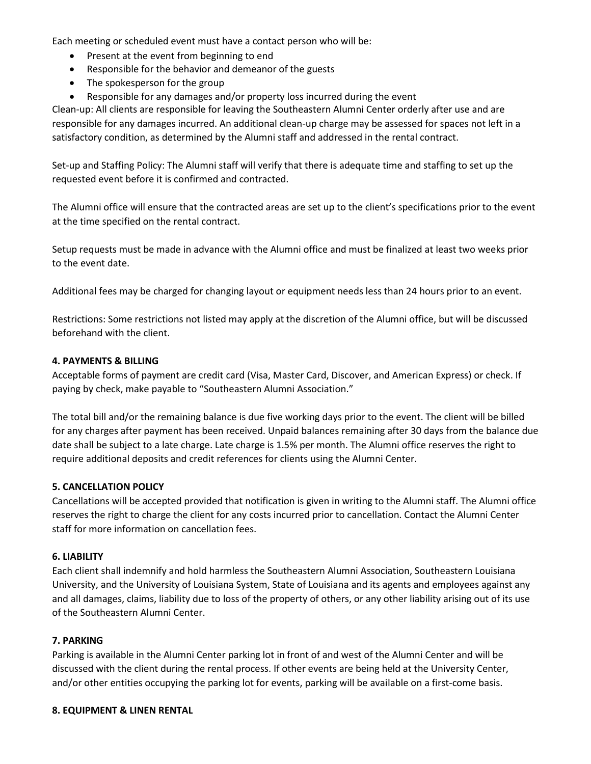Each meeting or scheduled event must have a contact person who will be:

- Present at the event from beginning to end
- Responsible for the behavior and demeanor of the guests
- The spokesperson for the group
- Responsible for any damages and/or property loss incurred during the event

Clean-up: All clients are responsible for leaving the Southeastern Alumni Center orderly after use and are responsible for any damages incurred. An additional clean-up charge may be assessed for spaces not left in a satisfactory condition, as determined by the Alumni staff and addressed in the rental contract.

Set-up and Staffing Policy: The Alumni staff will verify that there is adequate time and staffing to set up the requested event before it is confirmed and contracted.

The Alumni office will ensure that the contracted areas are set up to the client's specifications prior to the event at the time specified on the rental contract.

Setup requests must be made in advance with the Alumni office and must be finalized at least two weeks prior to the event date.

Additional fees may be charged for changing layout or equipment needs less than 24 hours prior to an event.

Restrictions: Some restrictions not listed may apply at the discretion of the Alumni office, but will be discussed beforehand with the client.

**4. PAYMENTS & BILLING**

Acceptable forms of payment are credit card (Visa, Master Card, Discover, and American Express) or check. If paying by check, make payable to "Southeastern Alumni Association."

The total bill and/or the remaining balance is due five working days prior to the event. The client will be billed for any charges after payment has been received. Unpaid balances remaining after 30 days from the balance due date shall be subject to a late charge. Late charge is 1.5% per month. The Alumni office reserves the right to require additional deposits and credit references for clients using the Alumni Center.

**5. CANCELLATION POLICY**

Cancellations will be accepted provided that notification is given in writing to the Alumni staff. The Alumni office reserves the right to charge the client for any costs incurred prior to cancellation. Contact the Alumni Center staff for more information on cancellation fees.

**6. LIABILITY**

Each client shall indemnify and hold harmless the Southeastern Alumni Association, Southeastern Louisiana University, and the University of Louisiana System, State of Louisiana and its agents and employees against any and all damages, claims, liability due to loss of the property of others, or any other liability arising out of its use of the Southeastern Alumni Center.

**7. PARKING**

Parking is available in the Alumni Center parking lot in front of and west of the Alumni Center and will be discussed with the client during the rental process. If other events are being held at the University Center, and/or other entities occupying the parking lot for events, parking will be available on a first-come basis.

**8. EQUIPMENT & LINEN RENTAL**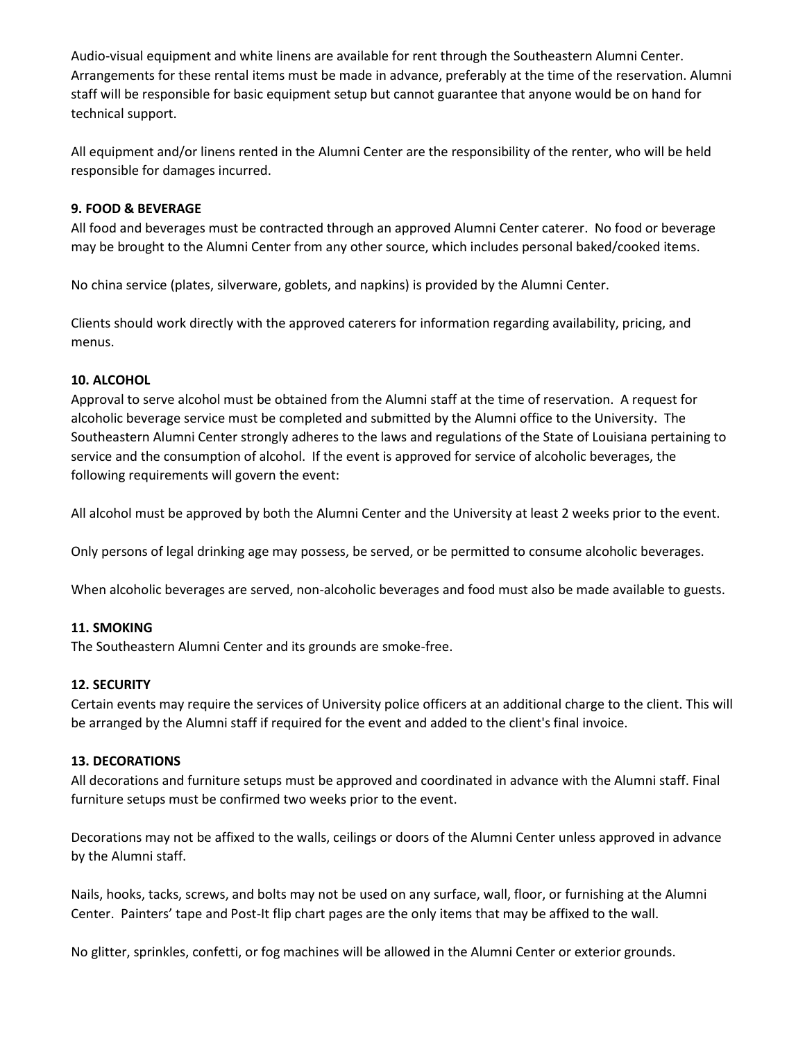Audio-visual equipment and white linens are available for rent through the Southeastern Alumni Center. Arrangements for these rental items must be made in advance, preferably at the time of the reservation. Alumni staff will be responsible for basic equipment setup but cannot guarantee that anyone would be on hand for technical support.

All equipment and/or linens rented in the Alumni Center are the responsibility of the renter, who will be held responsible for damages incurred.

**9. FOOD & BEVERAGE**

All food and beverages must be contracted through an approved Alumni Center caterer. No food or beverage may be brought to the Alumni Center from any other source, which includes personal baked/cooked items.

No china service (plates, silverware, goblets, and napkins) is provided by the Alumni Center.

Clients should work directly with the approved caterers for information regarding availability, pricing, and menus.

**10. ALCOHOL**

Approval to serve alcohol must be obtained from the Alumni staff at the time of reservation. A request for alcoholic beverage service must be completed and submitted by the Alumni office to the University. The Southeastern Alumni Center strongly adheres to the laws and regulations of the State of Louisiana pertaining to service and the consumption of alcohol. If the event is approved for service of alcoholic beverages, the following requirements will govern the event:

All alcohol must be approved by both the Alumni Center and the University at least 2 weeks prior to the event.

Only persons of legal drinking age may possess, be served, or be permitted to consume alcoholic beverages.

When alcoholic beverages are served, non-alcoholic beverages and food must also be made available to guests.

**11. SMOKING**

The Southeastern Alumni Center and its grounds are smoke-free.

**12. SECURITY**

Certain events may require the services of University police officers at an additional charge to the client. This will be arranged by the Alumni staff if required for the event and added to the client's final invoice.

**13. DECORATIONS**

All decorations and furniture setups must be approved and coordinated in advance with the Alumni staff. Final furniture setups must be confirmed two weeks prior to the event.

Decorations may not be affixed to the walls, ceilings or doors of the Alumni Center unless approved in advance by the Alumni staff.

Nails, hooks, tacks, screws, and bolts may not be used on any surface, wall, floor, or furnishing at the Alumni Center. Painters' tape and Post-It flip chart pages are the only items that may be affixed to the wall.

No glitter, sprinkles, confetti, or fog machines will be allowed in the Alumni Center or exterior grounds.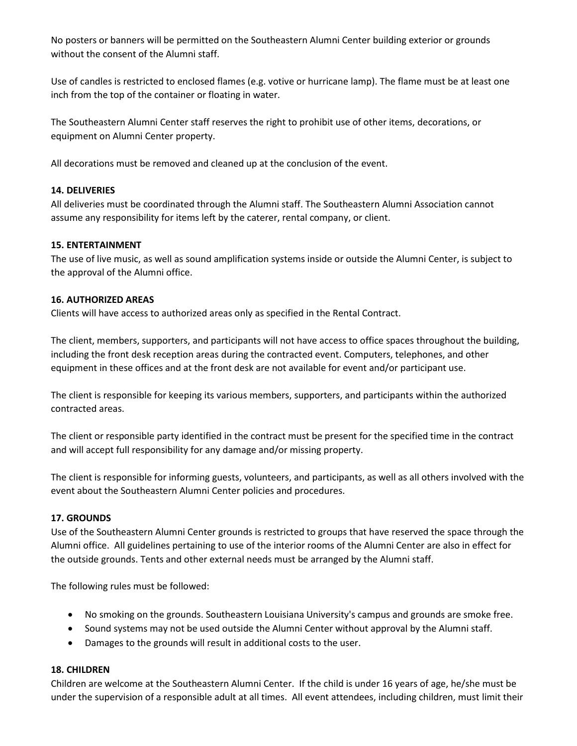No posters or banners will be permitted on the Southeastern Alumni Center building exterior or grounds without the consent of the Alumni staff.

Use of candles is restricted to enclosed flames (e.g. votive or hurricane lamp). The flame must be at least one inch from the top of the container or floating in water.

The Southeastern Alumni Center staff reserves the right to prohibit use of other items, decorations, or equipment on Alumni Center property.

All decorations must be removed and cleaned up at the conclusion of the event.

**14. DELIVERIES**

All deliveries must be coordinated through the Alumni staff. The Southeastern Alumni Association cannot assume any responsibility for items left by the caterer, rental company, or client.

**15. ENTERTAINMENT**

The use of live music, as well as sound amplification systems inside or outside the Alumni Center, is subject to the approval of the Alumni office.

**16. AUTHORIZED AREAS**

Clients will have access to authorized areas only as specified in the Rental Contract.

The client, members, supporters, and participants will not have access to office spaces throughout the building, including the front desk reception areas during the contracted event. Computers, telephones, and other equipment in these offices and at the front desk are not available for event and/or participant use.

The client is responsible for keeping its various members, supporters, and participants within the authorized contracted areas.

The client or responsible party identified in the contract must be present for the specified time in the contract and will accept full responsibility for any damage and/or missing property.

The client is responsible for informing guests, volunteers, and participants, as well as all others involved with the event about the Southeastern Alumni Center policies and procedures.

**17. GROUNDS**

Use of the Southeastern Alumni Center grounds is restricted to groups that have reserved the space through the Alumni office. All guidelines pertaining to use of the interior rooms of the Alumni Center are also in effect for the outside grounds. Tents and other external needs must be arranged by the Alumni staff.

The following rules must be followed:

- No smoking on the grounds. Southeastern Louisiana University's campus and grounds are smoke free.
- Sound systems may not be used outside the Alumni Center without approval by the Alumni staff.
- Damages to the grounds will result in additional costs to the user.

**18. CHILDREN**

Children are welcome at the Southeastern Alumni Center. If the child is under 16 years of age, he/she must be under the supervision of a responsible adult at all times. All event attendees, including children, must limit their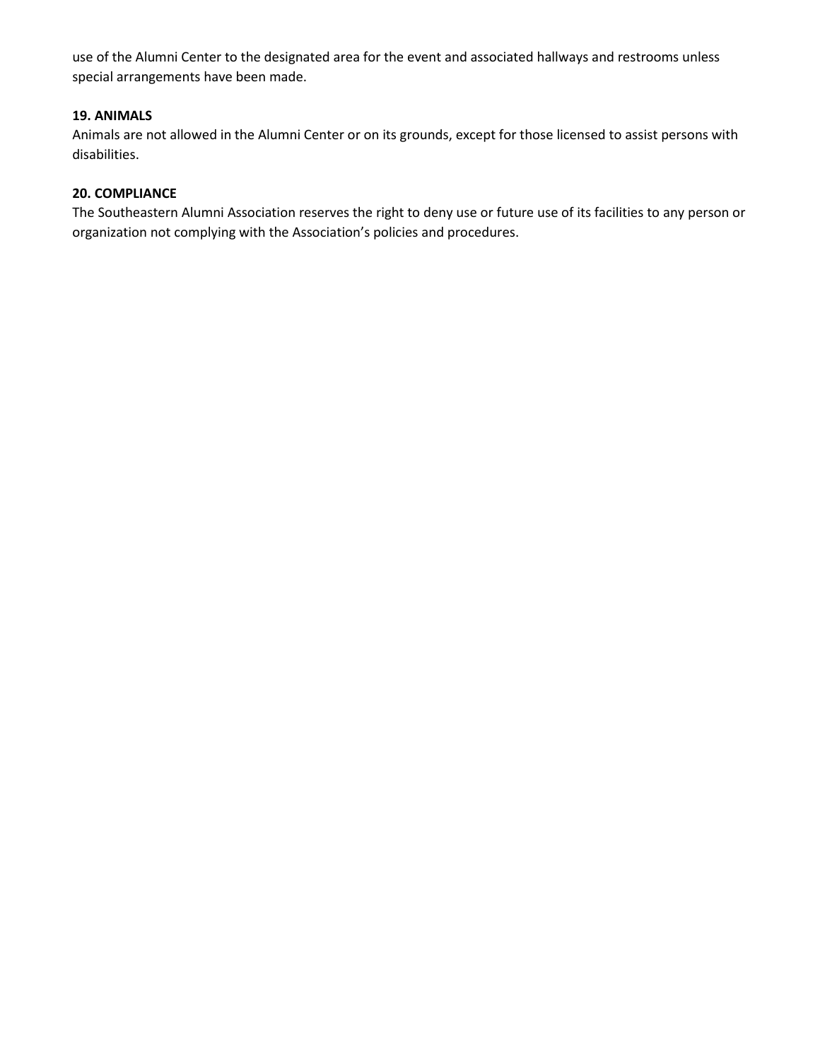use of the Alumni Center to the designated area for the event and associated hallways and restrooms unless special arrangements have been made.

**19. ANIMALS**

Animals are not allowed in the Alumni Center or on its grounds, except for those licensed to assist persons with disabilities.

**20. COMPLIANCE**

The Southeastern Alumni Association reserves the right to deny use or future use of its facilities to any person or organization not complying with the Association's policies and procedures.